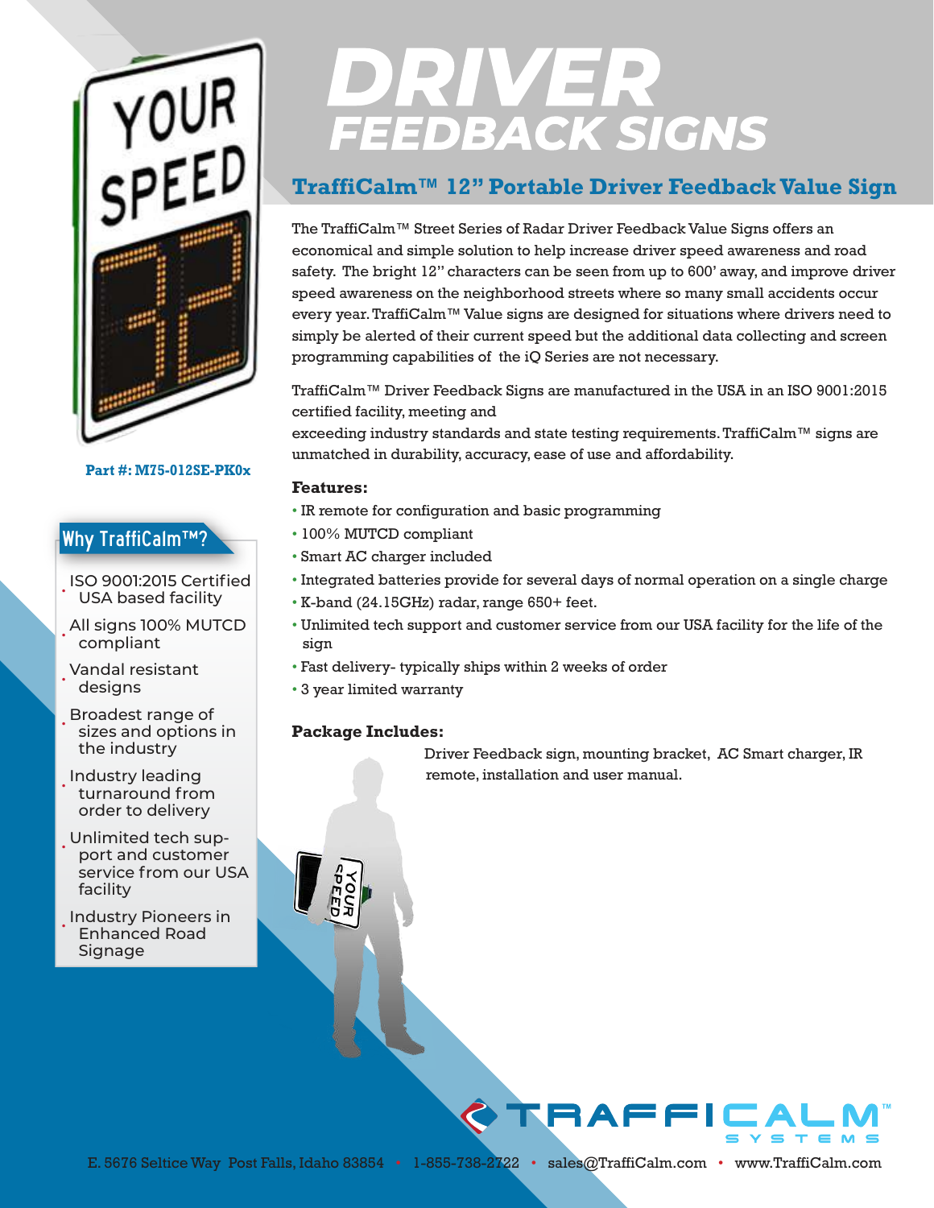# DRIVER FEEDBACK SIGNS

## TraffiCalm™ 12" Portable Driver Feedback Value Sign

Part #: M75-012SE-PK0x

The TraffiCalm™ Street Series of Radar Driver Feedback Value Signs offers an economical and simple solution to help increase driver speed awareness and road safety. The bright 12" characters can be seen from up to 600' away, and improve driver speed awareness on the neighborhood streets where so many small accidents occur every year. TraffiCalm™ Value signs are designed for situations where drivers need to simply be alerted of their current speed but the additional data collecting and screen programming capabilities of the iQ Series are not necessary.

TraffiCalm™ Driver Feedback Signs are manufactured in the USA in an ISO 9001:2015 certified facility, meeting and exceeding industry standards and state testing requirements. TraffiCalm™ signs are unmatched in durability, accuracy, ease of use and affordability.

### Features:

- IR remote for configuration and basic programming
- 100% MUTCD compliant
- Smart AC charger included
- Integrated batteries provide for several days of normal operation on a single charge
- K-band (24.15GHz) radar, range 650+ feet.
- Unlimited tech support and customer service from our USA facility for the life of the sign
- Fast delivery- typically ships within 2 weeks of order
- 3 year limited warranty

### Package Includes:

Driver Feedback sign, mounting bracket, AC Smart charger, IR remote, installation and user manual.

### Why TraffiCalm™?

- ISO 9001:2015 Certified USA based facility
- All signs 100% MUTCD compliant
- Vandal resistant designs
- Broadest range of sizes and options in the industry
- Industry leading turnaround from order to delivery
- Unlimited tech support and customer service from our USA facility
- Industry Pioneers in Enhanced Road Signage

TRAFFICALM™ SYSTEMS

E. 5676 Seltice Way Post Falls, Idaho 83854 • 1-855-738-2722 • sales@TraffiCalm.com • www.TraffiCalm.com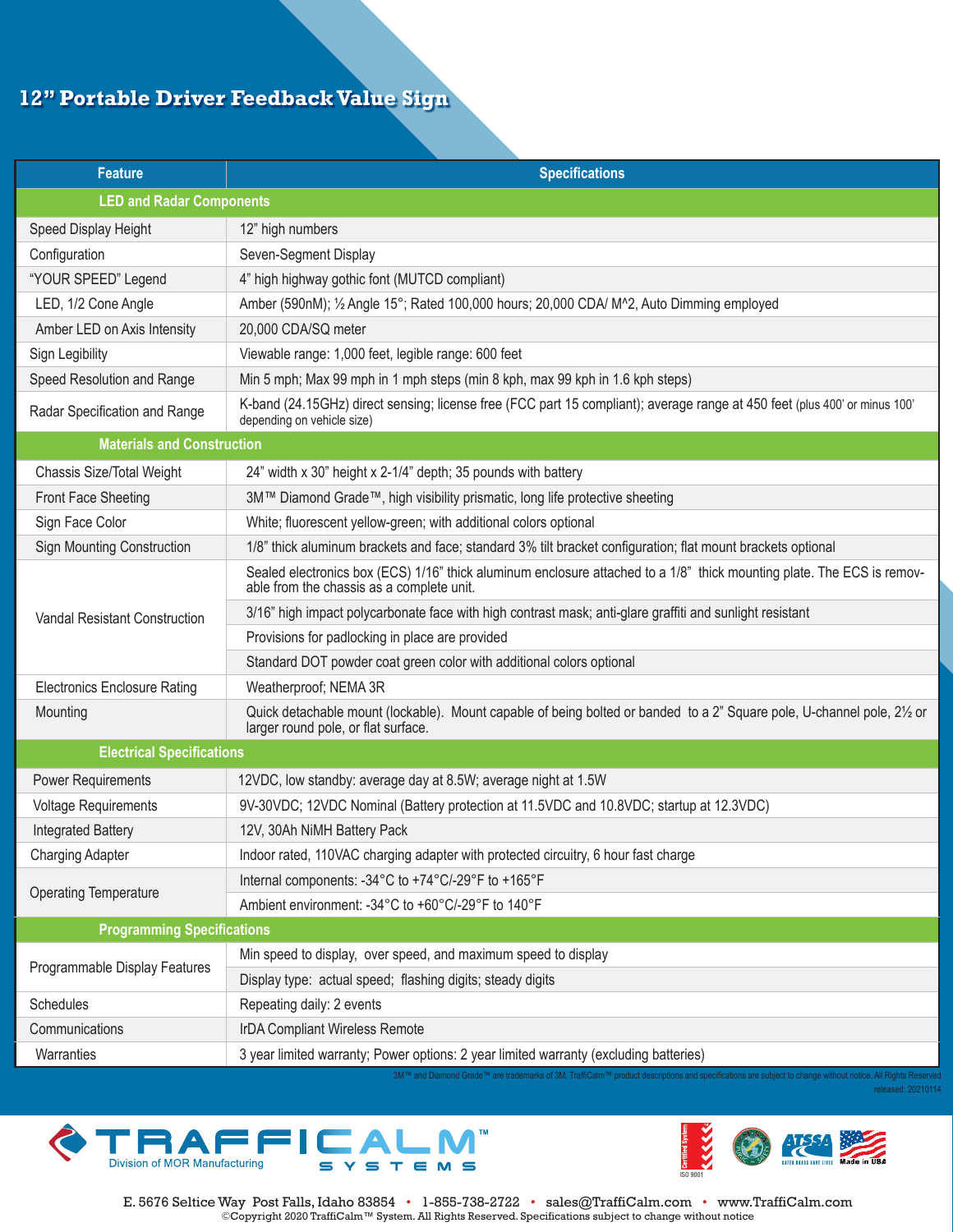# 12" Portable Driver Feedback Value Sign

| Feature | Specifications |
| --- | --- |
| **LED and Radar Components** | |
| Speed Display Height | 12" high numbers |
| Configuration | Seven-Segment Display |
| "YOUR SPEED" Legend | 4" high highway gothic font (MUTCD compliant) |
| LED, 1/2 Cone Angle | Amber (590nM); ½ Angle 15°; Rated 100,000 hours; 20,000 CDA/ M^2, Auto Dimming employed |
| Amber LED on Axis Intensity | 20,000 CDA/SQ meter |
| Sign Legibility | Viewable range: 1,000 feet, legible range: 600 feet |
| Speed Resolution and Range | Min 5 mph; Max 99 mph in 1 mph steps (min 8 kph, max 99 kph in 1.6 kph steps) |
| Radar Specification and Range | K-band (24.15GHz) direct sensing; license free (FCC part 15 compliant); average range at 450 feet (plus 400' or minus 100' depending on vehicle size) |
| **Materials and Construction** | |
| Chassis Size/Total Weight | 24" width x 30" height x 2-1/4" depth; 35 pounds with battery |
| Front Face Sheeting | 3M™ Diamond Grade™, high visibility prismatic, long life protective sheeting |
| Sign Face Color | White; fluorescent yellow-green; with additional colors optional |
| Sign Mounting Construction | 1/8" thick aluminum brackets and face; standard 3% tilt bracket configuration; flat mount brackets optional |
| Vandal Resistant Construction | Sealed electronics box (ECS) 1/16" thick aluminum enclosure attached to a 1/8" thick mounting plate. The ECS is removable from the chassis as a complete unit. |
| | 3/16" high impact polycarbonate face with high contrast mask; anti-glare graffiti and sunlight resistant |
| | Provisions for padlocking in place are provided |
| | Standard DOT powder coat green color with additional colors optional |
| Electronics Enclosure Rating | Weatherproof; NEMA 3R |
| Mounting | Quick detachable mount (lockable). Mount capable of being bolted or banded to a 2" Square pole, U-channel pole, 2½ or larger round pole, or flat surface. |
| **Electrical Specifications** | |
| Power Requirements | 12VDC, low standby: average day at 8.5W; average night at 1.5W |
| Voltage Requirements | 9V-30VDC; 12VDC Nominal (Battery protection at 11.5VDC and 10.8VDC; startup at 12.3VDC) |
| Integrated Battery | 12V, 30Ah NiMH Battery Pack |
| Charging Adapter | Indoor rated, 110VAC charging adapter with protected circuitry, 6 hour fast charge |
| Operating Temperature | Internal components: -34°C to +74°C/-29°F to +165°F |
| | Ambient environment: -34°C to +60°C/-29°F to 140°F |
| **Programming Specifications** | |
| Programmable Display Features | Min speed to display, over speed, and maximum speed to display |
| | Display type: actual speed; flashing digits; steady digits |
| Schedules | Repeating daily: 2 events |
| Communications | IrDA Compliant Wireless Remote |
| Warranties | 3 year limited warranty; Power options: 2 year limited warranty (excluding batteries) |

3M™ and Diamond Grade™ are trademarks of 3M. TraffiCalm™ product descriptions and specifications are subject to change without notice. All Rights Reserved

released: 20210114

TRAFFICALM™ SYSTEMS
Division of MOR Manufacturing

Certified System ISO 9001 — ATSSA — Made in USA

E. 5676 Seltice Way Post Falls, Idaho 83854 • 1-855-738-2722 • sales@TraffiCalm.com • www.TraffiCalm.com

©Copyright 2020 TraffiCalm™ System. All Rights Reserved. Specifications subject to change without notice